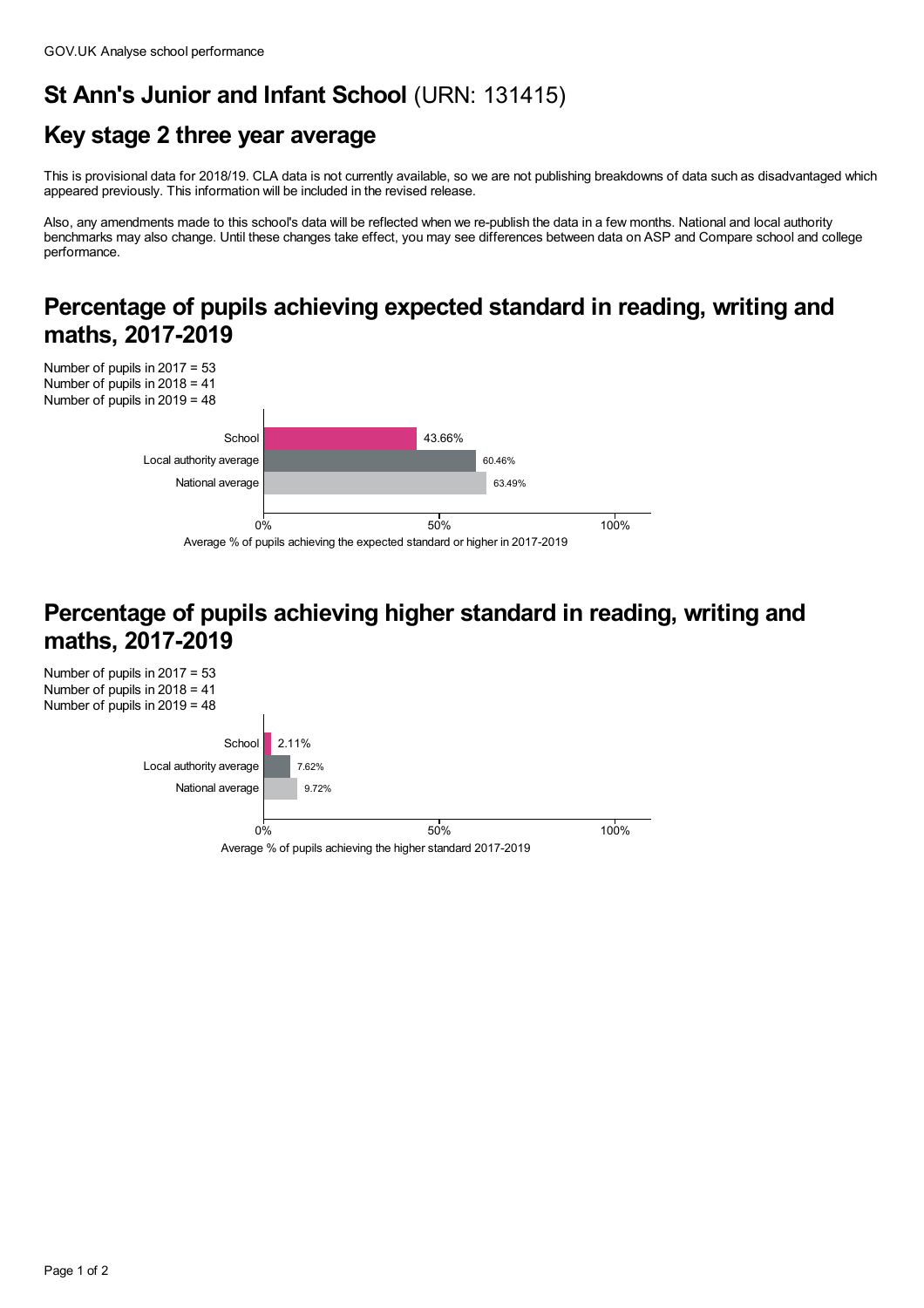GOV.UK Analyse school performance

# St Ann's Junior and Infant School (URN: 131415)

## Key stage 2 three year average

This is provisional data for 2018/19. CLA data is not currently available, so we are not publishing breakdowns of data such as disadvantaged which appeared previously. This information will be included in the revised release.

Also, any amendments made to this school's data will be reflected when we re-publish the data in a few months. National and local authority benchmarks may also change. Until these changes take effect, you may see differences between data on ASP and Compare school and college performance.

## Percentage of pupils achieving expected standard in reading, writing and maths, 2017-2019

Number of pupils in 2017 = 53
Number of pupils in 2018 = 41
Number of pupils in 2019 = 48

| | Average % of pupils achieving the expected standard or higher in 2017-2019 |
| --- | --- |
| School | 43.66% |
| Local authority average | 60.46% |
| National average | 63.49% |

## Percentage of pupils achieving higher standard in reading, writing and maths, 2017-2019

Number of pupils in 2017 = 53
Number of pupils in 2018 = 41
Number of pupils in 2019 = 48

| | Average % of pupils achieving the higher standard 2017-2019 |
| --- | --- |
| School | 2.11% |
| Local authority average | 7.62% |
| National average | 9.72% |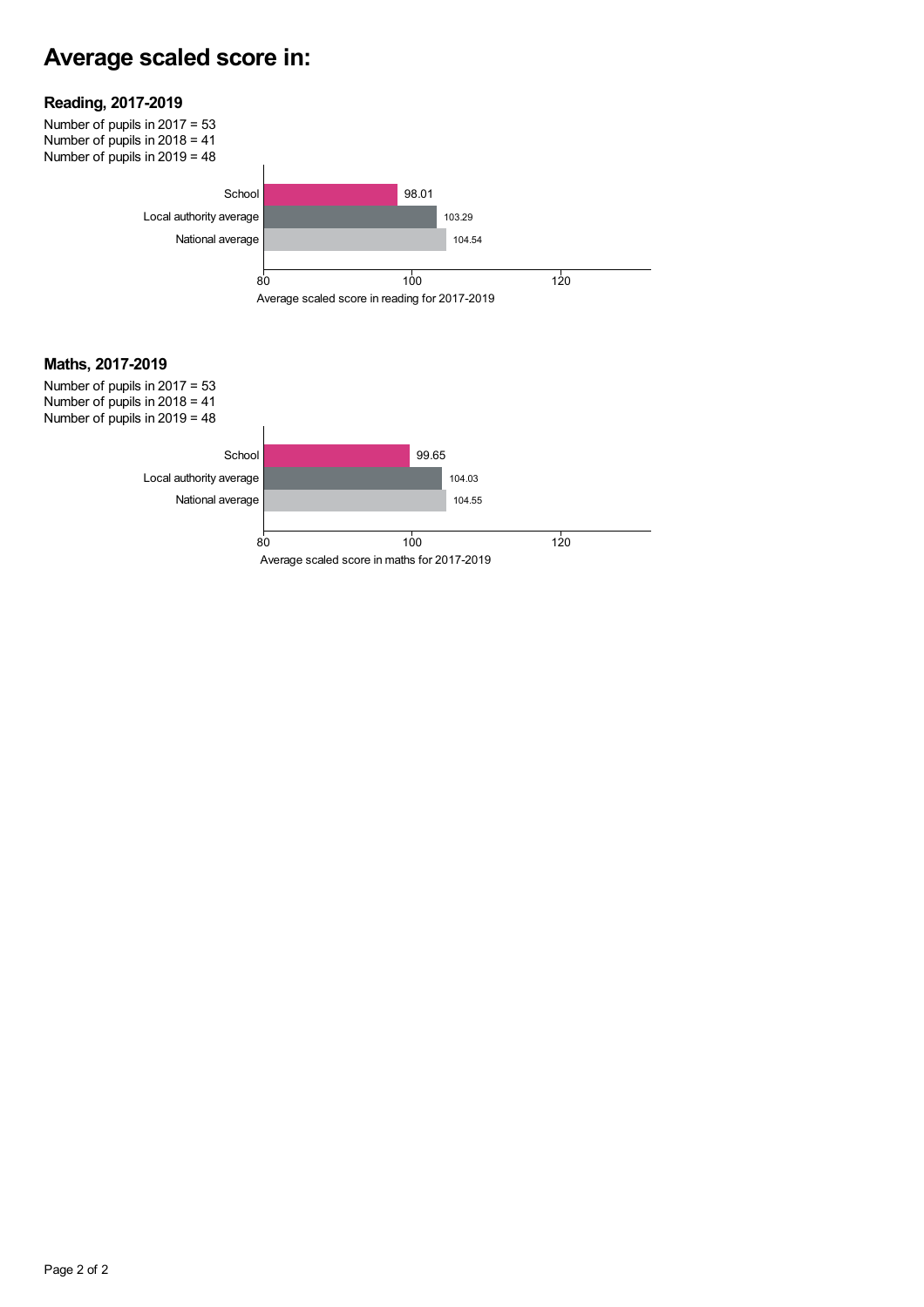# Average scaled score in:

## Reading, 2017-2019

Number of pupils in 2017 = 53
Number of pupils in 2018 = 41
Number of pupils in 2019 = 48

School
Local authority average
National average

98.01
103.29
104.54

80
100
120

Average scaled score in reading for 2017-2019

## Maths, 2017-2019

Number of pupils in 2017 = 53
Number of pupils in 2018 = 41
Number of pupils in 2019 = 48

School
Local authority average
National average

99.65
104.03
104.55

80
100
120

Average scaled score in maths for 2017-2019